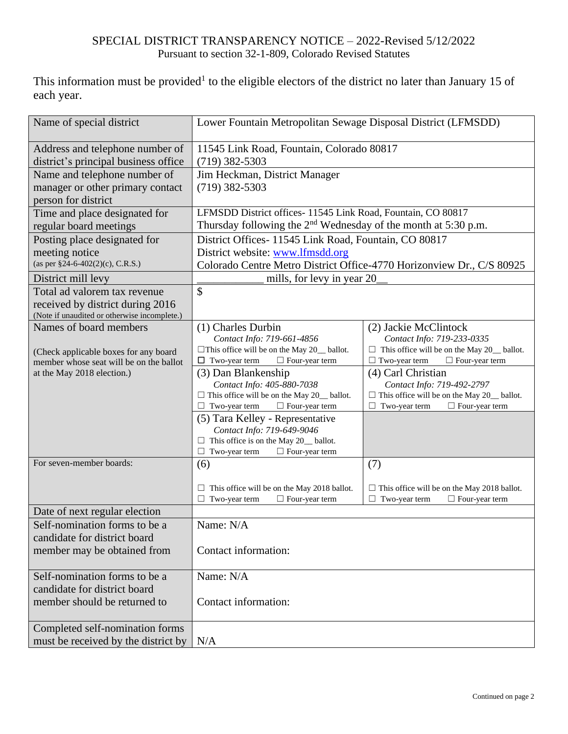SPECIAL DISTRICT TRANSPARENCY NOTICE – 2022-Revised 5/12/2022
Pursuant to section 32-1-809, Colorado Revised Statutes

This information must be provided[1] to the eligible electors of the district no later than January 15 of each year.

| Name of special district | Lower Fountain Metropolitan Sewage Disposal District (LFMSDD) | |
|---|---|---|
| Address and telephone number of district's principal business office | 11545 Link Road, Fountain, Colorado 80817<br>(719) 382-5303 | |
| Name and telephone number of manager or other primary contact person for district | Jim Heckman, District Manager<br>(719) 382-5303 | |
| Time and place designated for regular board meetings | LFMSDD District offices- 11545 Link Road, Fountain, CO 80817<br>Thursday following the 2nd Wednesday of the month at 5:30 p.m. | |
| Posting place designated for meeting notice (as per §24-6-402(2)(c), C.R.S.) | District Offices- 11545 Link Road, Fountain, CO 80817<br>District website: www.lfmsdd.org<br>Colorado Centre Metro District Office-4770 Horizonview Dr., C/S 80925 | |
| District mill levy | ___________ mills, for levy in year 20__ | |
| Total ad valorem tax revenue received by district during 2016 (Note if unaudited or otherwise incomplete.) | $ | |
| Names of board members<br><br>(Check applicable boxes for any board member whose seat will be on the ballot at the May 2018 election.) | (1) Charles Durbin<br>*Contact Info: 719-661-4856*<br>☐This office will be on the May 20__ ballot.<br>☐ Two-year term ☐ Four-year term | (2) Jackie McClintock<br>*Contact Info: 719-233-0335*<br>☐ This office will be on the May 20__ ballot.<br>☐ Two-year term ☐ Four-year term |
| | (3) Dan Blankenship<br>*Contact Info: 405-880-7038*<br>☐ This office will be on the May 20__ ballot.<br>☐ Two-year term ☐ Four-year term | (4) Carl Christian<br>*Contact Info: 719-492-2797*<br>☐ This office will be on the May 20__ ballot.<br>☐ Two-year term ☐ Four-year term |
| | (5) Tara Kelley - Representative<br>*Contact Info: 719-649-9046*<br>☐ This office is on the May 20__ ballot.<br>☐ Two-year term ☐ Four-year term | |
| For seven-member boards: | (6)<br><br>☐ This office will be on the May 2018 ballot.<br>☐ Two-year term ☐ Four-year term | (7)<br><br>☐ This office will be on the May 2018 ballot.<br>☐ Two-year term ☐ Four-year term |
| Date of next regular election | | |
| Self-nomination forms to be a candidate for district board member may be obtained from | Name: N/A<br><br>Contact information: | |
| Self-nomination forms to be a candidate for district board member should be returned to | Name: N/A<br><br>Contact information: | |
| Completed self-nomination forms must be received by the district by | N/A | |

Continued on page 2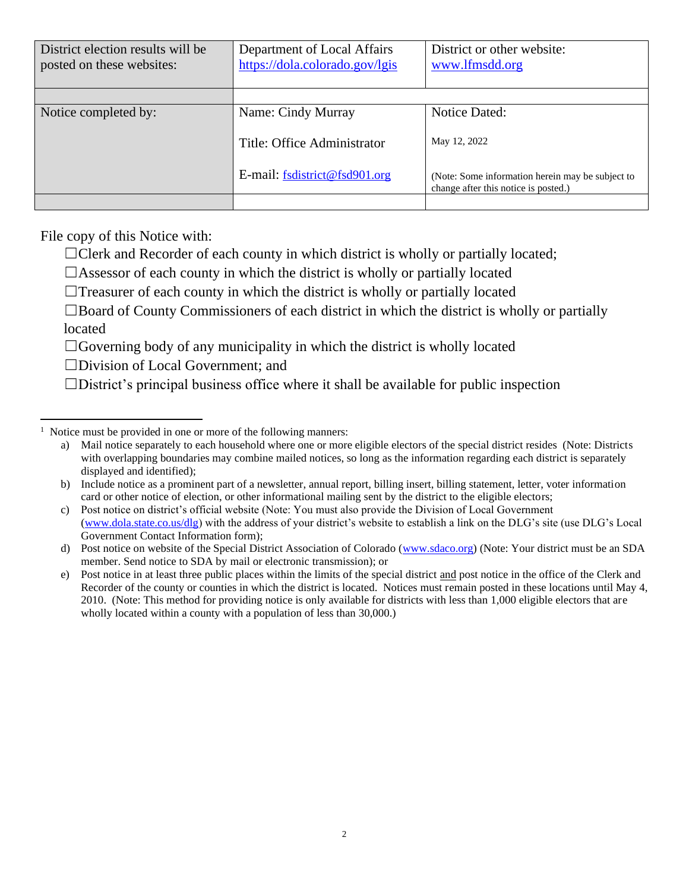| | | |
|---|---|---|
| District election results will be posted on these websites: | Department of Local Affairs https://dola.colorado.gov/lgis | District or other website: www.lfmsdd.org |
| | | |
| Notice completed by: | Name: Cindy Murray<br><br>Title: Office Administrator<br><br>E-mail: fsdistrict@fsd901.org | Notice Dated:<br><br>May 12, 2022<br><br>(Note: Some information herein may be subject to change after this notice is posted.) |
| | | |

File copy of this Notice with:

☐Clerk and Recorder of each county in which district is wholly or partially located;

☐Assessor of each county in which the district is wholly or partially located

☐Treasurer of each county in which the district is wholly or partially located

☐Board of County Commissioners of each district in which the district is wholly or partially located

☐Governing body of any municipality in which the district is wholly located

☐Division of Local Government; and

☐District's principal business office where it shall be available for public inspection

---

[1] Notice must be provided in one or more of the following manners:

a) Mail notice separately to each household where one or more eligible electors of the special district resides (Note: Districts with overlapping boundaries may combine mailed notices, so long as the information regarding each district is separately displayed and identified);

b) Include notice as a prominent part of a newsletter, annual report, billing insert, billing statement, letter, voter information card or other notice of election, or other informational mailing sent by the district to the eligible electors;

c) Post notice on district's official website (Note: You must also provide the Division of Local Government (www.dola.state.co.us/dlg) with the address of your district's website to establish a link on the DLG's site (use DLG's Local Government Contact Information form);

d) Post notice on website of the Special District Association of Colorado (www.sdaco.org) (Note: Your district must be an SDA member. Send notice to SDA by mail or electronic transmission); or

e) Post notice in at least three public places within the limits of the special district and post notice in the office of the Clerk and Recorder of the county or counties in which the district is located. Notices must remain posted in these locations until May 4, 2010. (Note: This method for providing notice is only available for districts with less than 1,000 eligible electors that are wholly located within a county with a population of less than 30,000.)